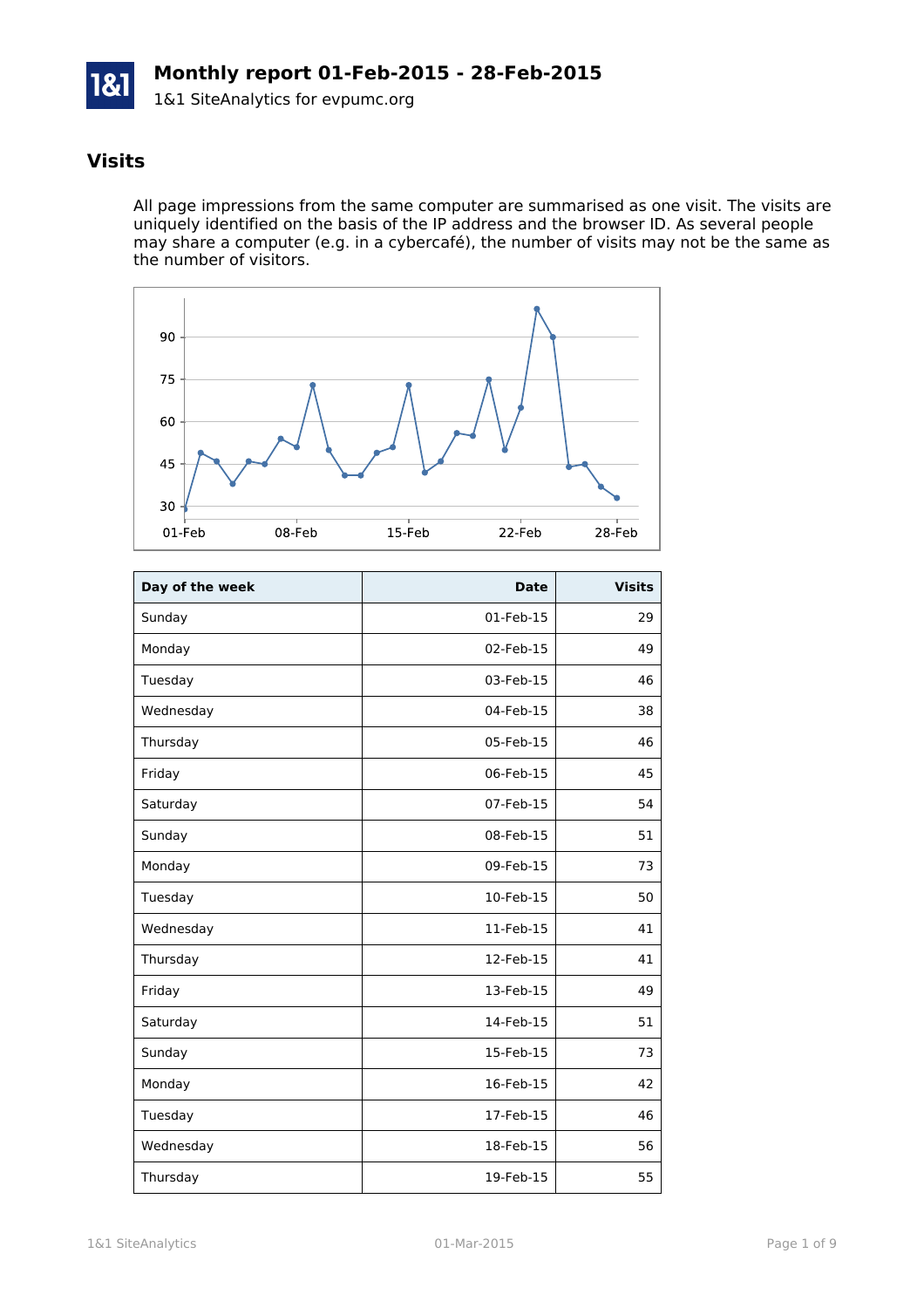# Monthly report 01-Feb-2015 - 28-Feb-2015

1&1 SiteAnalytics for evpumc.org

## Visits

All page impressions from the same computer are summarised as one visit. The visits are uniquely identified on the basis of the IP address and the browser ID. As several people may share a computer (e.g. in a cybercafé), the number of visits may not be the same as the number of visitors.

| Day of the week | Date | Visits |
|---|---:|---:|
| Sunday | 01-Feb-15 | 29 |
| Monday | 02-Feb-15 | 49 |
| Tuesday | 03-Feb-15 | 46 |
| Wednesday | 04-Feb-15 | 38 |
| Thursday | 05-Feb-15 | 46 |
| Friday | 06-Feb-15 | 45 |
| Saturday | 07-Feb-15 | 54 |
| Sunday | 08-Feb-15 | 51 |
| Monday | 09-Feb-15 | 73 |
| Tuesday | 10-Feb-15 | 50 |
| Wednesday | 11-Feb-15 | 41 |
| Thursday | 12-Feb-15 | 41 |
| Friday | 13-Feb-15 | 49 |
| Saturday | 14-Feb-15 | 51 |
| Sunday | 15-Feb-15 | 73 |
| Monday | 16-Feb-15 | 42 |
| Tuesday | 17-Feb-15 | 46 |
| Wednesday | 18-Feb-15 | 56 |
| Thursday | 19-Feb-15 | 55 |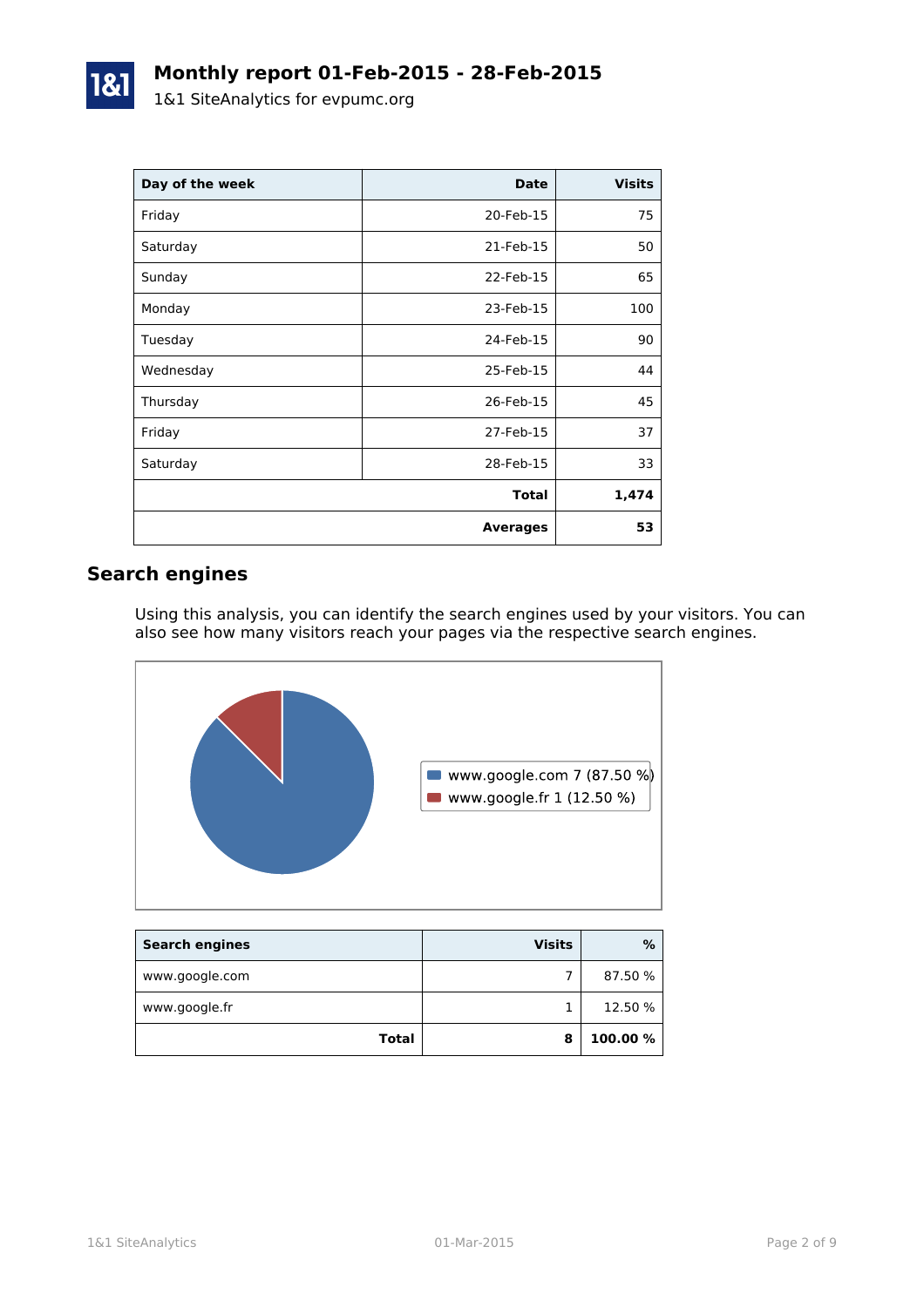# Monthly report 01-Feb-2015 - 28-Feb-2015

1&1 SiteAnalytics for evpumc.org

| Day of the week | Date | Visits |
|---|---|---|
| Friday | 20-Feb-15 | 75 |
| Saturday | 21-Feb-15 | 50 |
| Sunday | 22-Feb-15 | 65 |
| Monday | 23-Feb-15 | 100 |
| Tuesday | 24-Feb-15 | 90 |
| Wednesday | 25-Feb-15 | 44 |
| Thursday | 26-Feb-15 | 45 |
| Friday | 27-Feb-15 | 37 |
| Saturday | 28-Feb-15 | 33 |
| | **Total** | **1,474** |
| | **Averages** | **53** |

## Search engines

Using this analysis, you can identify the search engines used by your visitors. You can also see how many visitors reach your pages via the respective search engines.

www.google.com 7 (87.50 %)
www.google.fr 1 (12.50 %)

| Search engines | Visits | % |
|---|---|---|
| www.google.com | 7 | 87.50 % |
| www.google.fr | 1 | 12.50 % |
| **Total** | **8** | **100.00 %** |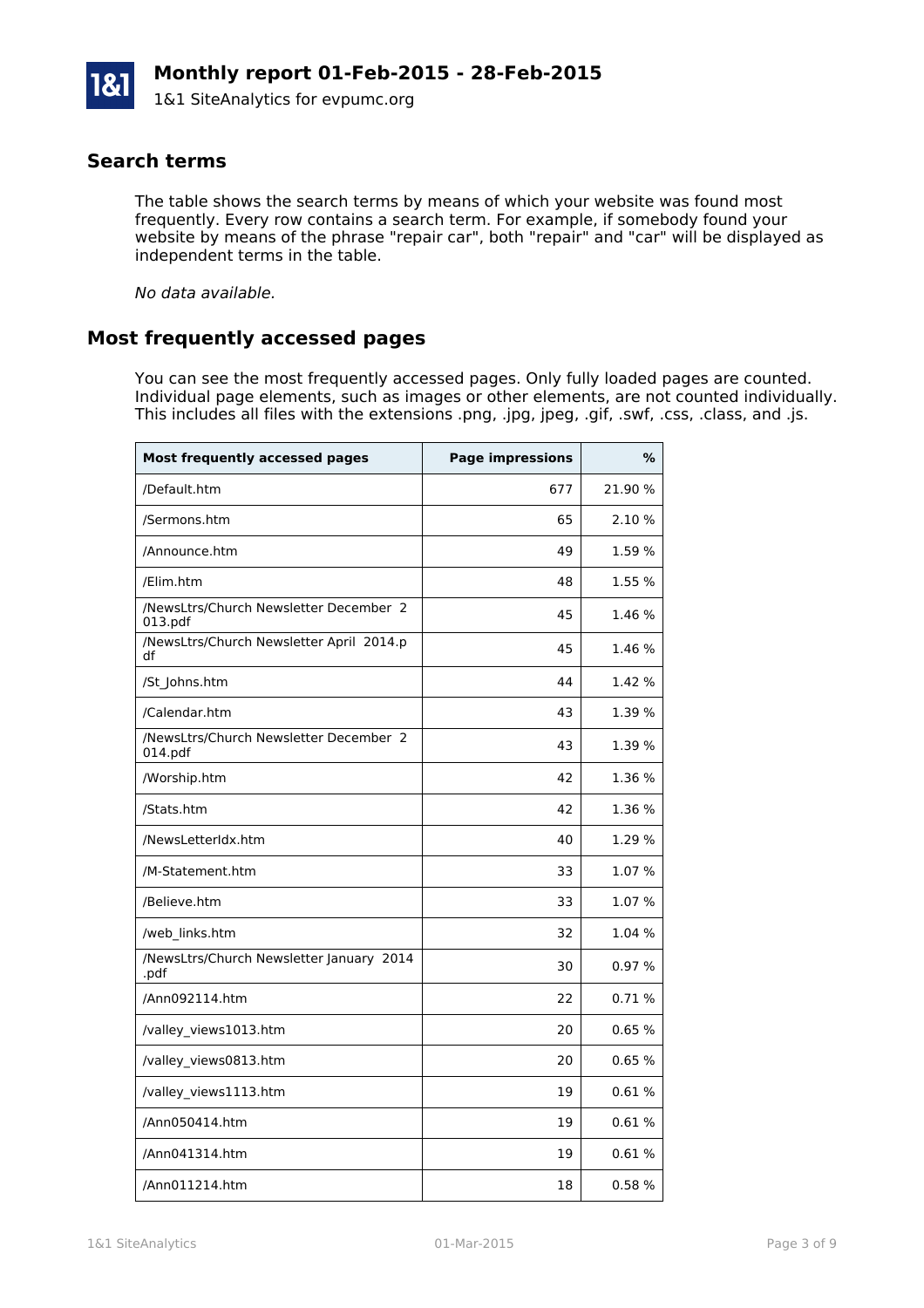# Monthly report 01-Feb-2015 - 28-Feb-2015

1&1 SiteAnalytics for evpumc.org

## Search terms

The table shows the search terms by means of which your website was found most frequently. Every row contains a search term. For example, if somebody found your website by means of the phrase "repair car", both "repair" and "car" will be displayed as independent terms in the table.

*No data available.*

## Most frequently accessed pages

You can see the most frequently accessed pages. Only fully loaded pages are counted. Individual page elements, such as images or other elements, are not counted individually. This includes all files with the extensions .png, .jpg, jpeg, .gif, .swf, .css, .class, and .js.

| Most frequently accessed pages | Page impressions | % |
|---|---:|---:|
| /Default.htm | 677 | 21.90 % |
| /Sermons.htm | 65 | 2.10 % |
| /Announce.htm | 49 | 1.59 % |
| /Elim.htm | 48 | 1.55 % |
| /NewsLtrs/Church Newsletter December 2013.pdf | 45 | 1.46 % |
| /NewsLtrs/Church Newsletter April 2014.pdf | 45 | 1.46 % |
| /St_Johns.htm | 44 | 1.42 % |
| /Calendar.htm | 43 | 1.39 % |
| /NewsLtrs/Church Newsletter December 2014.pdf | 43 | 1.39 % |
| /Worship.htm | 42 | 1.36 % |
| /Stats.htm | 42 | 1.36 % |
| /NewsLetterIdx.htm | 40 | 1.29 % |
| /M-Statement.htm | 33 | 1.07 % |
| /Believe.htm | 33 | 1.07 % |
| /web_links.htm | 32 | 1.04 % |
| /NewsLtrs/Church Newsletter January 2014.pdf | 30 | 0.97 % |
| /Ann092114.htm | 22 | 0.71 % |
| /valley_views1013.htm | 20 | 0.65 % |
| /valley_views0813.htm | 20 | 0.65 % |
| /valley_views1113.htm | 19 | 0.61 % |
| /Ann050414.htm | 19 | 0.61 % |
| /Ann041314.htm | 19 | 0.61 % |
| /Ann011214.htm | 18 | 0.58 % |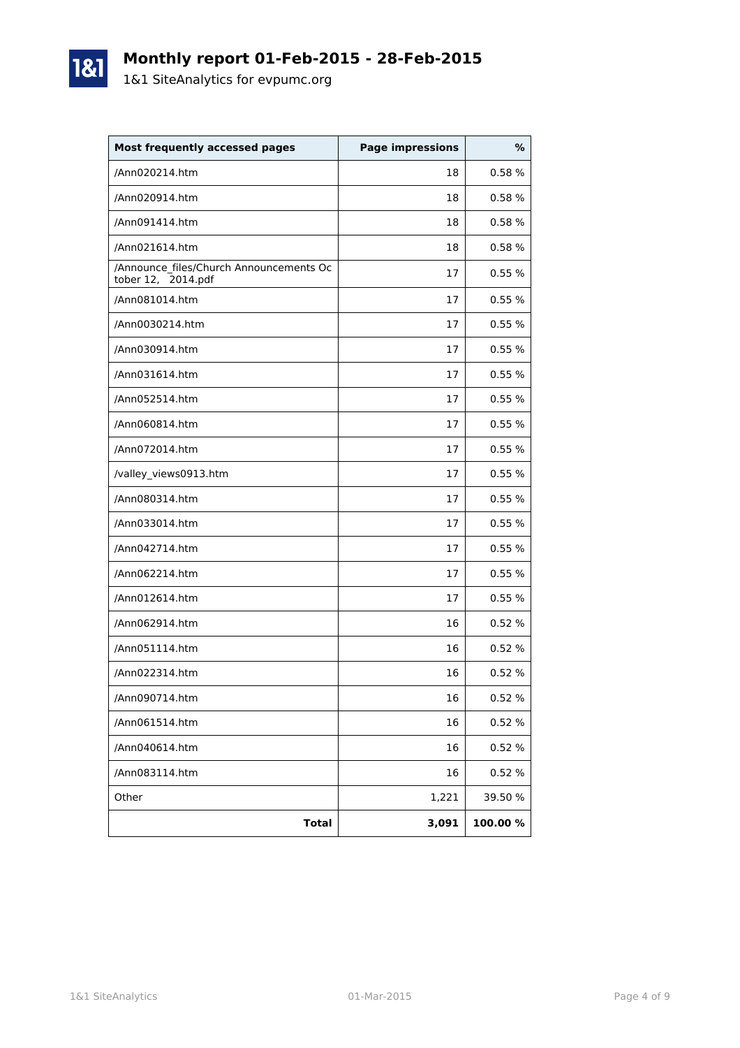# Monthly report 01-Feb-2015 - 28-Feb-2015

1&1 SiteAnalytics for evpumc.org

| Most frequently accessed pages | Page impressions | % |
|---|---:|---:|
| /Ann020214.htm | 18 | 0.58 % |
| /Ann020914.htm | 18 | 0.58 % |
| /Ann091414.htm | 18 | 0.58 % |
| /Ann021614.htm | 18 | 0.58 % |
| /Announce_files/Church Announcements October 12, 2014.pdf | 17 | 0.55 % |
| /Ann081014.htm | 17 | 0.55 % |
| /Ann0030214.htm | 17 | 0.55 % |
| /Ann030914.htm | 17 | 0.55 % |
| /Ann031614.htm | 17 | 0.55 % |
| /Ann052514.htm | 17 | 0.55 % |
| /Ann060814.htm | 17 | 0.55 % |
| /Ann072014.htm | 17 | 0.55 % |
| /valley_views0913.htm | 17 | 0.55 % |
| /Ann080314.htm | 17 | 0.55 % |
| /Ann033014.htm | 17 | 0.55 % |
| /Ann042714.htm | 17 | 0.55 % |
| /Ann062214.htm | 17 | 0.55 % |
| /Ann012614.htm | 17 | 0.55 % |
| /Ann062914.htm | 16 | 0.52 % |
| /Ann051114.htm | 16 | 0.52 % |
| /Ann022314.htm | 16 | 0.52 % |
| /Ann090714.htm | 16 | 0.52 % |
| /Ann061514.htm | 16 | 0.52 % |
| /Ann040614.htm | 16 | 0.52 % |
| /Ann083114.htm | 16 | 0.52 % |
| Other | 1,221 | 39.50 % |
| **Total** | **3,091** | **100.00 %** |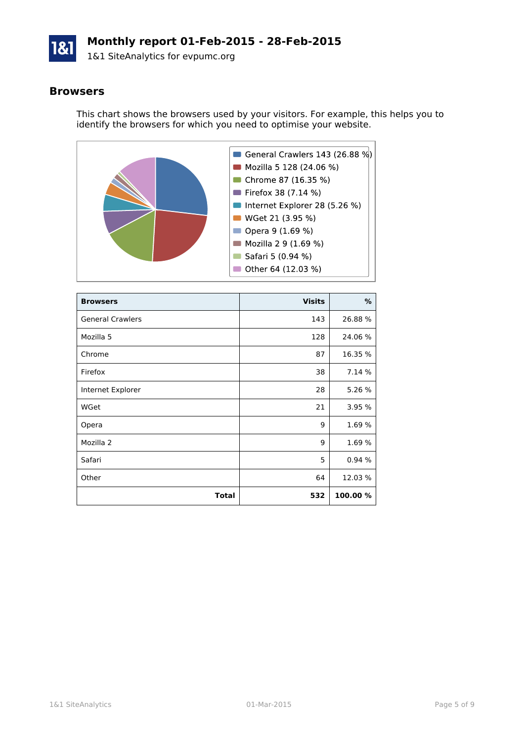# Monthly report 01-Feb-2015 - 28-Feb-2015

1&1 SiteAnalytics for evpumc.org

## Browsers

This chart shows the browsers used by your visitors. For example, this helps you to identify the browsers for which you need to optimise your website.

- General Crawlers 143 (26.88 %)
- Mozilla 5 128 (24.06 %)
- Chrome 87 (16.35 %)
- Firefox 38 (7.14 %)
- Internet Explorer 28 (5.26 %)
- WGet 21 (3.95 %)
- Opera 9 (1.69 %)
- Mozilla 2 9 (1.69 %)
- Safari 5 (0.94 %)
- Other 64 (12.03 %)

| Browsers | Visits | % |
|---|---:|---:|
| General Crawlers | 143 | 26.88 % |
| Mozilla 5 | 128 | 24.06 % |
| Chrome | 87 | 16.35 % |
| Firefox | 38 | 7.14 % |
| Internet Explorer | 28 | 5.26 % |
| WGet | 21 | 3.95 % |
| Opera | 9 | 1.69 % |
| Mozilla 2 | 9 | 1.69 % |
| Safari | 5 | 0.94 % |
| Other | 64 | 12.03 % |
| **Total** | **532** | **100.00 %** |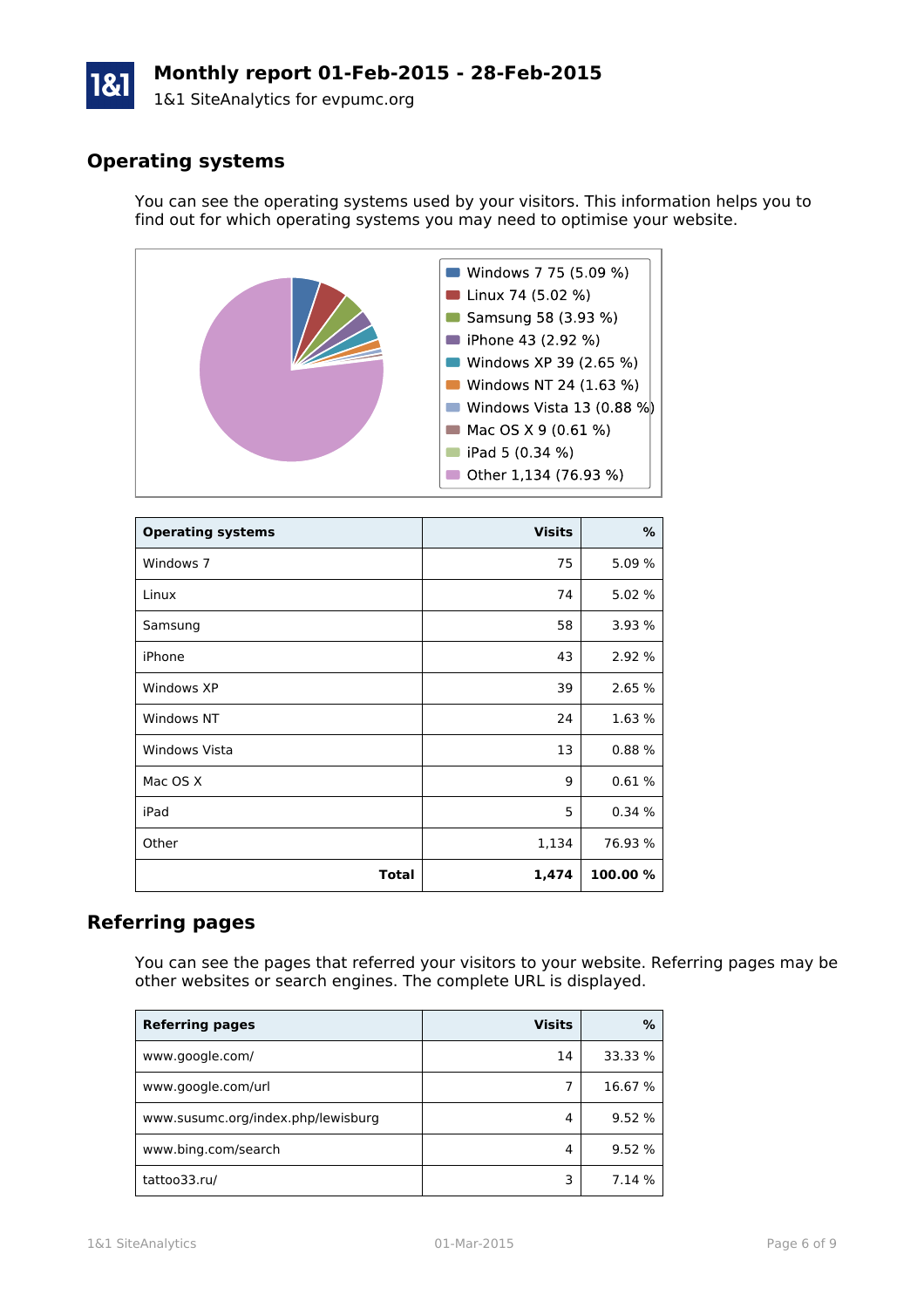# Monthly report 01-Feb-2015 - 28-Feb-2015

1&1 SiteAnalytics for evpumc.org

## Operating systems

You can see the operating systems used by your visitors. This information helps you to find out for which operating systems you may need to optimise your website.

- Windows 7 75 (5.09 %)
- Linux 74 (5.02 %)
- Samsung 58 (3.93 %)
- iPhone 43 (2.92 %)
- Windows XP 39 (2.65 %)
- Windows NT 24 (1.63 %)
- Windows Vista 13 (0.88 %)
- Mac OS X 9 (0.61 %)
- iPad 5 (0.34 %)
- Other 1,134 (76.93 %)

| Operating systems | Visits | % |
|---|---:|---:|
| Windows 7 | 75 | 5.09 % |
| Linux | 74 | 5.02 % |
| Samsung | 58 | 3.93 % |
| iPhone | 43 | 2.92 % |
| Windows XP | 39 | 2.65 % |
| Windows NT | 24 | 1.63 % |
| Windows Vista | 13 | 0.88 % |
| Mac OS X | 9 | 0.61 % |
| iPad | 5 | 0.34 % |
| Other | 1,134 | 76.93 % |
| **Total** | **1,474** | **100.00 %** |

## Referring pages

You can see the pages that referred your visitors to your website. Referring pages may be other websites or search engines. The complete URL is displayed.

| Referring pages | Visits | % |
|---|---:|---:|
| www.google.com/ | 14 | 33.33 % |
| www.google.com/url | 7 | 16.67 % |
| www.susumc.org/index.php/lewisburg | 4 | 9.52 % |
| www.bing.com/search | 4 | 9.52 % |
| tattoo33.ru/ | 3 | 7.14 % |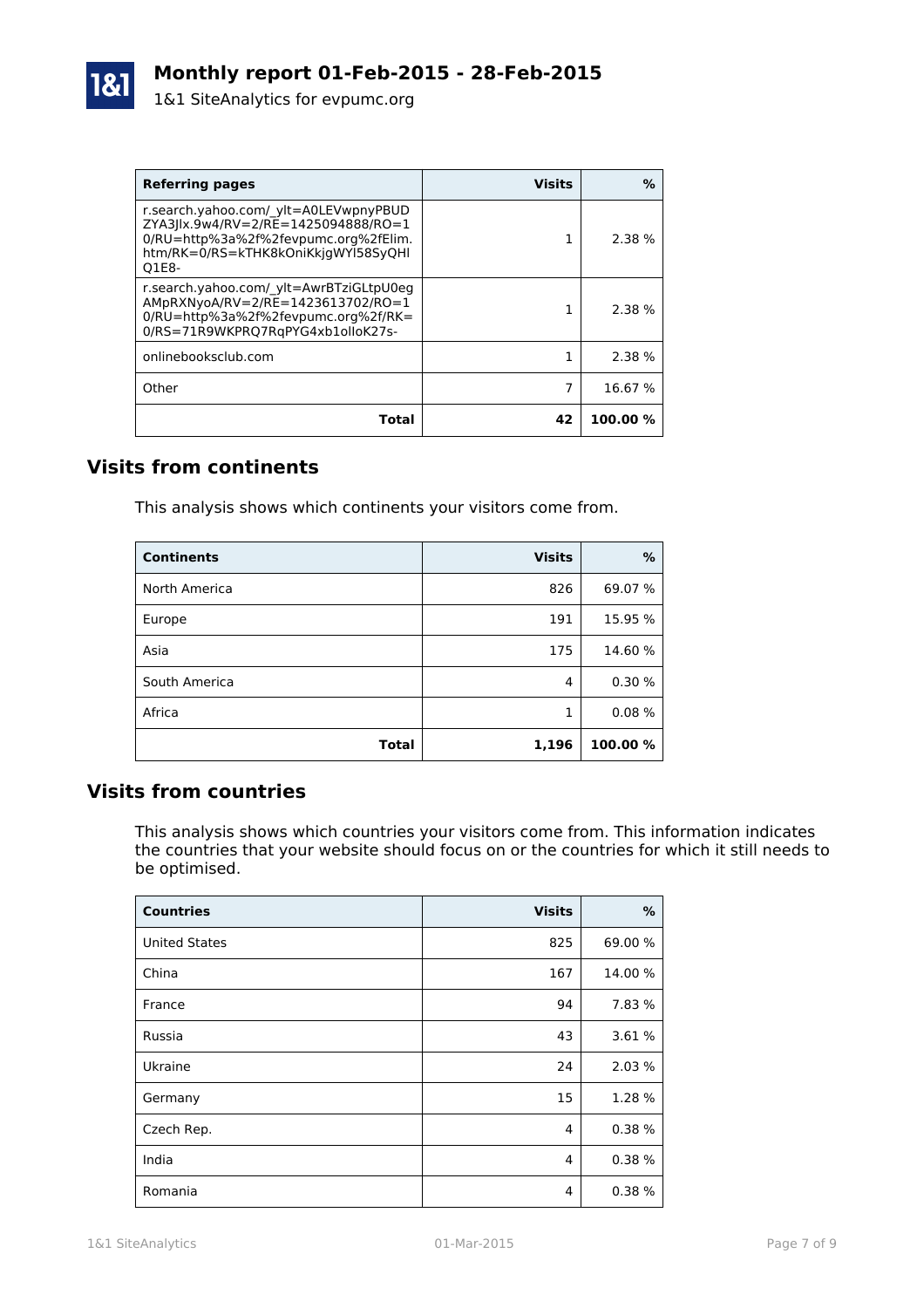# Monthly report 01-Feb-2015 - 28-Feb-2015

1&1 SiteAnalytics for evpumc.org

| Referring pages | Visits | % |
|---|---:|---:|
| r.search.yahoo.com/_ylt=A0LEVwpnyPBUDZYA3Jlx.9w4/RV=2/RE=1425094888/RO=10/RU=http%3a%2f%2fevpumc.org%2fElim.htm/RK=0/RS=kTHK8kOniKkjgWYl58SyQHlQ1E8- | 1 | 2.38 % |
| r.search.yahoo.com/_ylt=AwrBTziGLtpU0egAMpRXNyoA/RV=2/RE=1423613702/RO=10/RU=http%3a%2f%2fevpumc.org%2f/RK=0/RS=71R9WKPRQ7RqPYG4xb1olloK27s- | 1 | 2.38 % |
| onlinebooksclub.com | 1 | 2.38 % |
| Other | 7 | 16.67 % |
| **Total** | **42** | **100.00 %** |

## Visits from continents

This analysis shows which continents your visitors come from.

| Continents | Visits | % |
|---|---:|---:|
| North America | 826 | 69.07 % |
| Europe | 191 | 15.95 % |
| Asia | 175 | 14.60 % |
| South America | 4 | 0.30 % |
| Africa | 1 | 0.08 % |
| **Total** | **1,196** | **100.00 %** |

## Visits from countries

This analysis shows which countries your visitors come from. This information indicates the countries that your website should focus on or the countries for which it still needs to be optimised.

| Countries | Visits | % |
|---|---:|---:|
| United States | 825 | 69.00 % |
| China | 167 | 14.00 % |
| France | 94 | 7.83 % |
| Russia | 43 | 3.61 % |
| Ukraine | 24 | 2.03 % |
| Germany | 15 | 1.28 % |
| Czech Rep. | 4 | 0.38 % |
| India | 4 | 0.38 % |
| Romania | 4 | 0.38 % |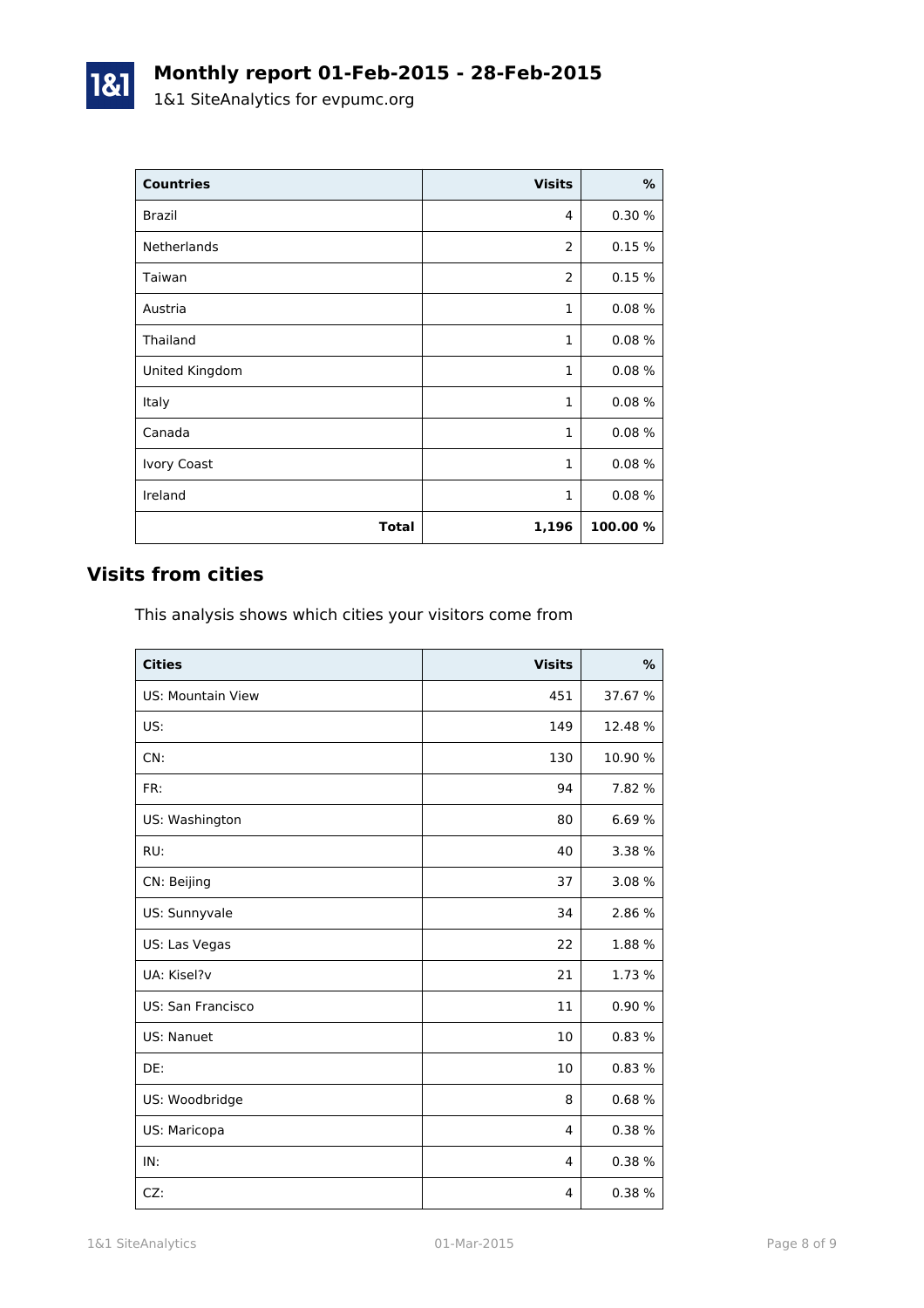# Monthly report 01-Feb-2015 - 28-Feb-2015

1&1 SiteAnalytics for evpumc.org

| Countries | Visits | % |
|---|---:|---:|
| Brazil | 4 | 0.30 % |
| Netherlands | 2 | 0.15 % |
| Taiwan | 2 | 0.15 % |
| Austria | 1 | 0.08 % |
| Thailand | 1 | 0.08 % |
| United Kingdom | 1 | 0.08 % |
| Italy | 1 | 0.08 % |
| Canada | 1 | 0.08 % |
| Ivory Coast | 1 | 0.08 % |
| Ireland | 1 | 0.08 % |
| **Total** | **1,196** | **100.00 %** |

## Visits from cities

This analysis shows which cities your visitors come from

| Cities | Visits | % |
|---|---:|---:|
| US: Mountain View | 451 | 37.67 % |
| US: | 149 | 12.48 % |
| CN: | 130 | 10.90 % |
| FR: | 94 | 7.82 % |
| US: Washington | 80 | 6.69 % |
| RU: | 40 | 3.38 % |
| CN: Beijing | 37 | 3.08 % |
| US: Sunnyvale | 34 | 2.86 % |
| US: Las Vegas | 22 | 1.88 % |
| UA: Kisel?v | 21 | 1.73 % |
| US: San Francisco | 11 | 0.90 % |
| US: Nanuet | 10 | 0.83 % |
| DE: | 10 | 0.83 % |
| US: Woodbridge | 8 | 0.68 % |
| US: Maricopa | 4 | 0.38 % |
| IN: | 4 | 0.38 % |
| CZ: | 4 | 0.38 % |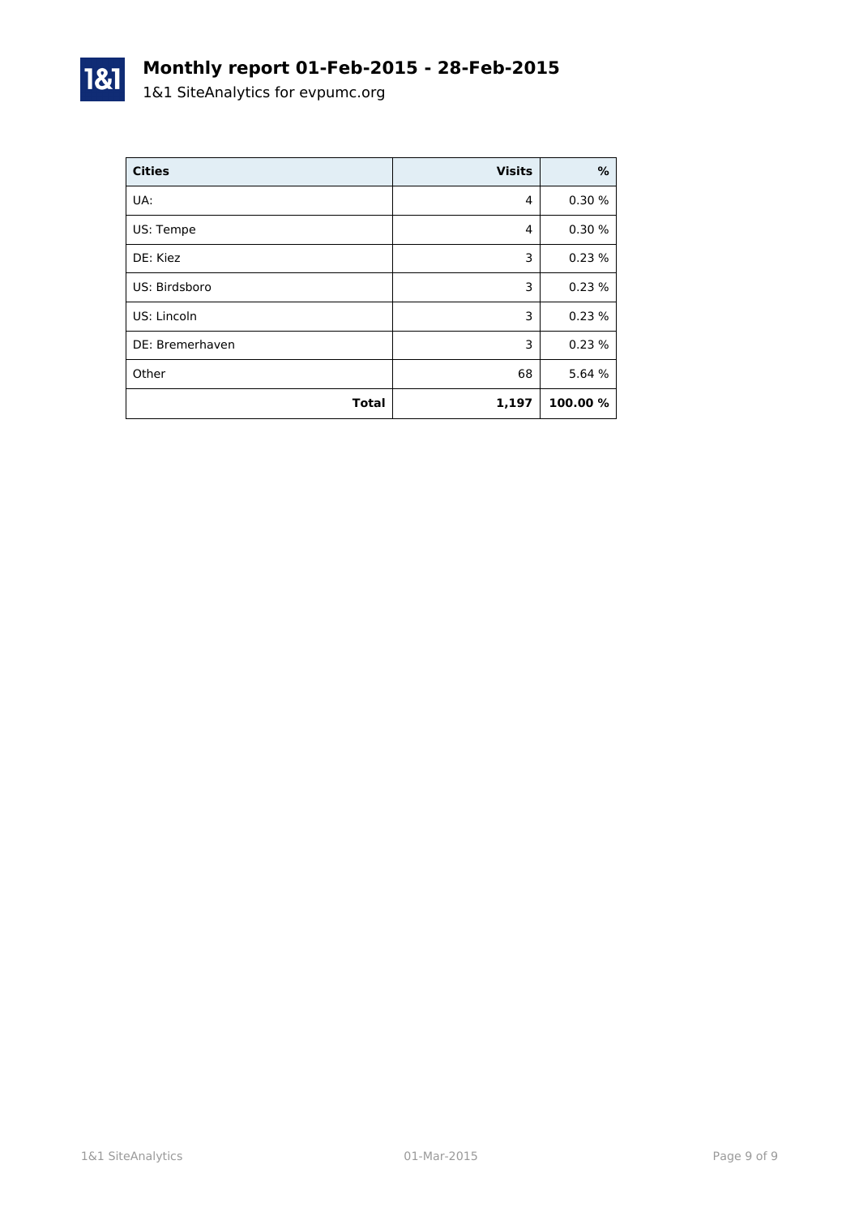# Monthly report 01-Feb-2015 - 28-Feb-2015

1&1 SiteAnalytics for evpumc.org

| Cities | Visits | % |
|---|---|---|
| UA: | 4 | 0.30 % |
| US: Tempe | 4 | 0.30 % |
| DE: Kiez | 3 | 0.23 % |
| US: Birdsboro | 3 | 0.23 % |
| US: Lincoln | 3 | 0.23 % |
| DE: Bremerhaven | 3 | 0.23 % |
| Other | 68 | 5.64 % |
| **Total** | **1,197** | **100.00 %** |